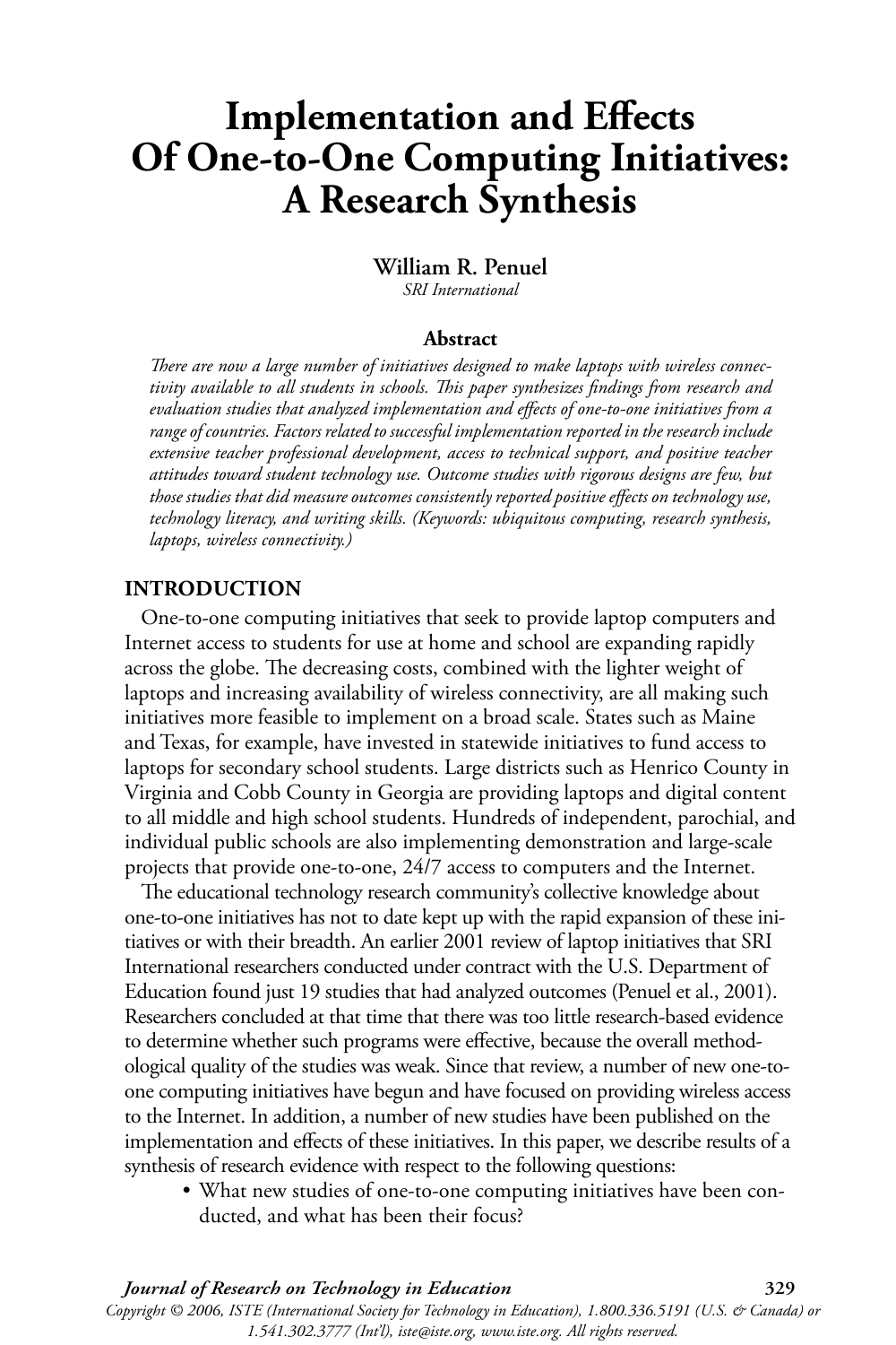# Implementation and Effects Of One-to-One Computing Initiatives: A Research Synthesis

**William R. Penuel**
*SRI International*

**Abstract**

*There are now a large number of initiatives designed to make laptops with wireless connectivity available to all students in schools. This paper synthesizes findings from research and evaluation studies that analyzed implementation and effects of one-to-one initiatives from a range of countries. Factors related to successful implementation reported in the research include extensive teacher professional development, access to technical support, and positive teacher attitudes toward student technology use. Outcome studies with rigorous designs are few, but those studies that did measure outcomes consistently reported positive effects on technology use, technology literacy, and writing skills. (Keywords: ubiquitous computing, research synthesis, laptops, wireless connectivity.)*

## INTRODUCTION

One-to-one computing initiatives that seek to provide laptop computers and Internet access to students for use at home and school are expanding rapidly across the globe. The decreasing costs, combined with the lighter weight of laptops and increasing availability of wireless connectivity, are all making such initiatives more feasible to implement on a broad scale. States such as Maine and Texas, for example, have invested in statewide initiatives to fund access to laptops for secondary school students. Large districts such as Henrico County in Virginia and Cobb County in Georgia are providing laptops and digital content to all middle and high school students. Hundreds of independent, parochial, and individual public schools are also implementing demonstration and large-scale projects that provide one-to-one, 24/7 access to computers and the Internet.

The educational technology research community's collective knowledge about one-to-one initiatives has not to date kept up with the rapid expansion of these initiatives or with their breadth. An earlier 2001 review of laptop initiatives that SRI International researchers conducted under contract with the U.S. Department of Education found just 19 studies that had analyzed outcomes (Penuel et al., 2001). Researchers concluded at that time that there was too little research-based evidence to determine whether such programs were effective, because the overall methodological quality of the studies was weak. Since that review, a number of new one-to-one computing initiatives have begun and have focused on providing wireless access to the Internet. In addition, a number of new studies have been published on the implementation and effects of these initiatives. In this paper, we describe results of a synthesis of research evidence with respect to the following questions:

- What new studies of one-to-one computing initiatives have been conducted, and what has been their focus?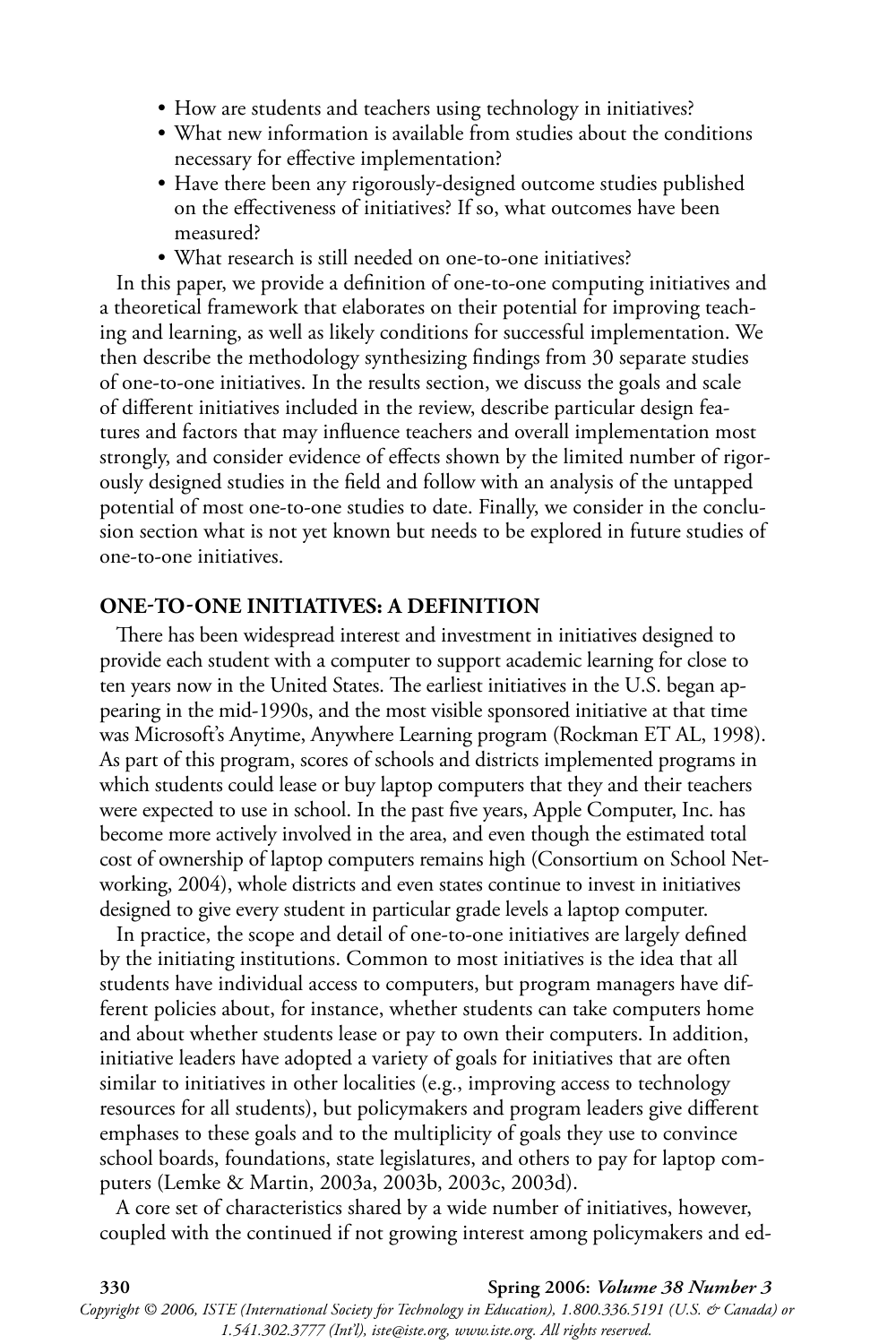- How are students and teachers using technology in initiatives?
- What new information is available from studies about the conditions necessary for effective implementation?
- Have there been any rigorously-designed outcome studies published on the effectiveness of initiatives? If so, what outcomes have been measured?
- What research is still needed on one-to-one initiatives?

In this paper, we provide a definition of one-to-one computing initiatives and a theoretical framework that elaborates on their potential for improving teaching and learning, as well as likely conditions for successful implementation. We then describe the methodology synthesizing findings from 30 separate studies of one-to-one initiatives. In the results section, we discuss the goals and scale of different initiatives included in the review, describe particular design features and factors that may influence teachers and overall implementation most strongly, and consider evidence of effects shown by the limited number of rigorously designed studies in the field and follow with an analysis of the untapped potential of most one-to-one studies to date. Finally, we consider in the conclusion section what is not yet known but needs to be explored in future studies of one-to-one initiatives.

## ONE-TO-ONE INITIATIVES: A DEFINITION

There has been widespread interest and investment in initiatives designed to provide each student with a computer to support academic learning for close to ten years now in the United States. The earliest initiatives in the U.S. began appearing in the mid-1990s, and the most visible sponsored initiative at that time was Microsoft's Anytime, Anywhere Learning program (Rockman ET AL, 1998). As part of this program, scores of schools and districts implemented programs in which students could lease or buy laptop computers that they and their teachers were expected to use in school. In the past five years, Apple Computer, Inc. has become more actively involved in the area, and even though the estimated total cost of ownership of laptop computers remains high (Consortium on School Networking, 2004), whole districts and even states continue to invest in initiatives designed to give every student in particular grade levels a laptop computer.

In practice, the scope and detail of one-to-one initiatives are largely defined by the initiating institutions. Common to most initiatives is the idea that all students have individual access to computers, but program managers have different policies about, for instance, whether students can take computers home and about whether students lease or pay to own their computers. In addition, initiative leaders have adopted a variety of goals for initiatives that are often similar to initiatives in other localities (e.g., improving access to technology resources for all students), but policymakers and program leaders give different emphases to these goals and to the multiplicity of goals they use to convince school boards, foundations, state legislatures, and others to pay for laptop computers (Lemke & Martin, 2003a, 2003b, 2003c, 2003d).

A core set of characteristics shared by a wide number of initiatives, however, coupled with the continued if not growing interest among policymakers and ed-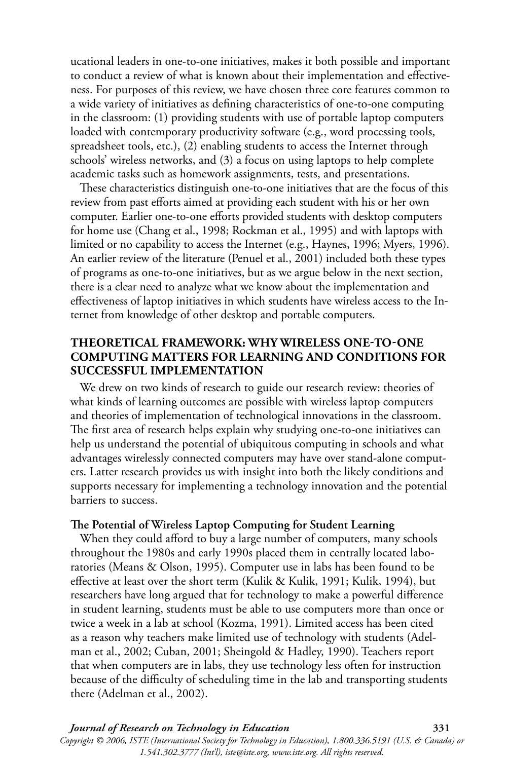ucational leaders in one-to-one initiatives, makes it both possible and important to conduct a review of what is known about their implementation and effectiveness. For purposes of this review, we have chosen three core features common to a wide variety of initiatives as defining characteristics of one-to-one computing in the classroom: (1) providing students with use of portable laptop computers loaded with contemporary productivity software (e.g., word processing tools, spreadsheet tools, etc.), (2) enabling students to access the Internet through schools' wireless networks, and (3) a focus on using laptops to help complete academic tasks such as homework assignments, tests, and presentations.

These characteristics distinguish one-to-one initiatives that are the focus of this review from past efforts aimed at providing each student with his or her own computer. Earlier one-to-one efforts provided students with desktop computers for home use (Chang et al., 1998; Rockman et al., 1995) and with laptops with limited or no capability to access the Internet (e.g., Haynes, 1996; Myers, 1996). An earlier review of the literature (Penuel et al., 2001) included both these types of programs as one-to-one initiatives, but as we argue below in the next section, there is a clear need to analyze what we know about the implementation and effectiveness of laptop initiatives in which students have wireless access to the Internet from knowledge of other desktop and portable computers.

## THEORETICAL FRAMEWORK: WHY WIRELESS ONE-TO-ONE COMPUTING MATTERS FOR LEARNING AND CONDITIONS FOR SUCCESSFUL IMPLEMENTATION

We drew on two kinds of research to guide our research review: theories of what kinds of learning outcomes are possible with wireless laptop computers and theories of implementation of technological innovations in the classroom. The first area of research helps explain why studying one-to-one initiatives can help us understand the potential of ubiquitous computing in schools and what advantages wirelessly connected computers may have over stand-alone computers. Latter research provides us with insight into both the likely conditions and supports necessary for implementing a technology innovation and the potential barriers to success.

### The Potential of Wireless Laptop Computing for Student Learning

When they could afford to buy a large number of computers, many schools throughout the 1980s and early 1990s placed them in centrally located laboratories (Means & Olson, 1995). Computer use in labs has been found to be effective at least over the short term (Kulik & Kulik, 1991; Kulik, 1994), but researchers have long argued that for technology to make a powerful difference in student learning, students must be able to use computers more than once or twice a week in a lab at school (Kozma, 1991). Limited access has been cited as a reason why teachers make limited use of technology with students (Adelman et al., 2002; Cuban, 2001; Sheingold & Hadley, 1990). Teachers report that when computers are in labs, they use technology less often for instruction because of the difficulty of scheduling time in the lab and transporting students there (Adelman et al., 2002).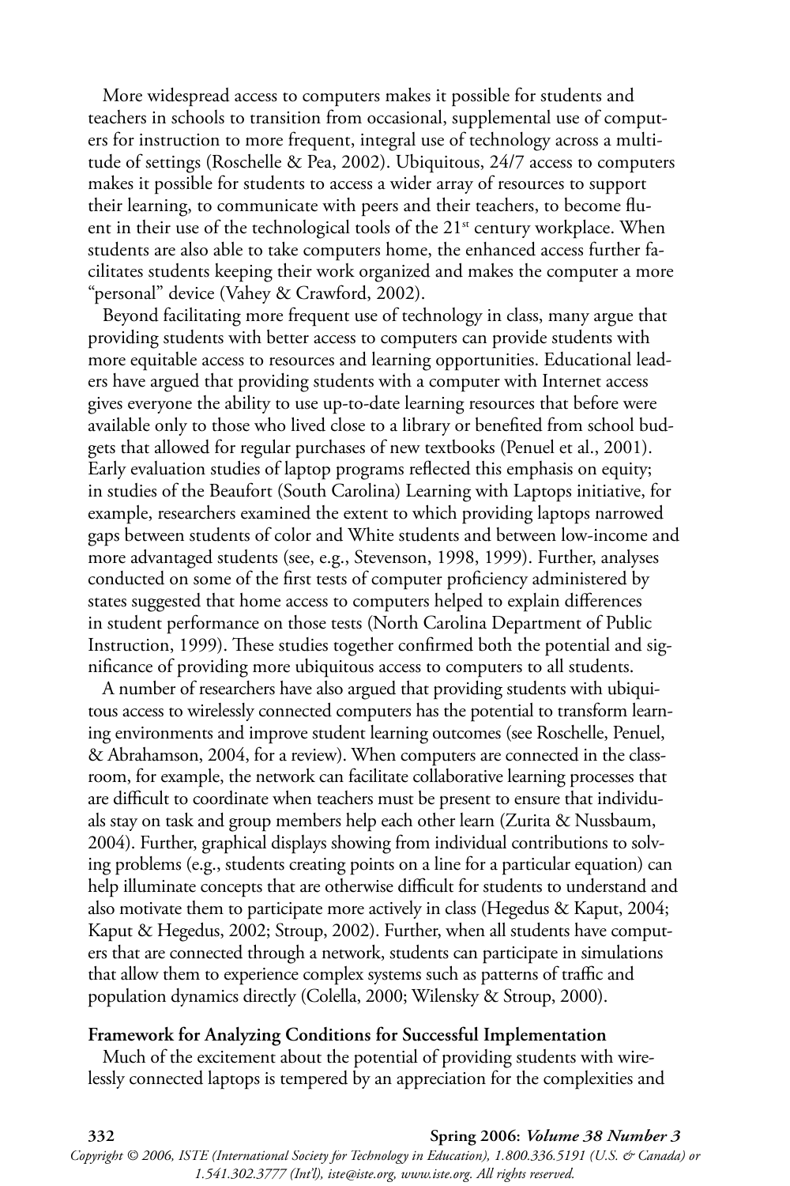More widespread access to computers makes it possible for students and teachers in schools to transition from occasional, supplemental use of computers for instruction to more frequent, integral use of technology across a multitude of settings (Roschelle & Pea, 2002). Ubiquitous, 24/7 access to computers makes it possible for students to access a wider array of resources to support their learning, to communicate with peers and their teachers, to become fluent in their use of the technological tools of the 21st century workplace. When students are also able to take computers home, the enhanced access further facilitates students keeping their work organized and makes the computer a more "personal" device (Vahey & Crawford, 2002).

Beyond facilitating more frequent use of technology in class, many argue that providing students with better access to computers can provide students with more equitable access to resources and learning opportunities. Educational leaders have argued that providing students with a computer with Internet access gives everyone the ability to use up-to-date learning resources that before were available only to those who lived close to a library or benefited from school budgets that allowed for regular purchases of new textbooks (Penuel et al., 2001). Early evaluation studies of laptop programs reflected this emphasis on equity; in studies of the Beaufort (South Carolina) Learning with Laptops initiative, for example, researchers examined the extent to which providing laptops narrowed gaps between students of color and White students and between low-income and more advantaged students (see, e.g., Stevenson, 1998, 1999). Further, analyses conducted on some of the first tests of computer proficiency administered by states suggested that home access to computers helped to explain differences in student performance on those tests (North Carolina Department of Public Instruction, 1999). These studies together confirmed both the potential and significance of providing more ubiquitous access to computers to all students.

A number of researchers have also argued that providing students with ubiquitous access to wirelessly connected computers has the potential to transform learning environments and improve student learning outcomes (see Roschelle, Penuel, & Abrahamson, 2004, for a review). When computers are connected in the classroom, for example, the network can facilitate collaborative learning processes that are difficult to coordinate when teachers must be present to ensure that individuals stay on task and group members help each other learn (Zurita & Nussbaum, 2004). Further, graphical displays showing from individual contributions to solving problems (e.g., students creating points on a line for a particular equation) can help illuminate concepts that are otherwise difficult for students to understand and also motivate them to participate more actively in class (Hegedus & Kaput, 2004; Kaput & Hegedus, 2002; Stroup, 2002). Further, when all students have computers that are connected through a network, students can participate in simulations that allow them to experience complex systems such as patterns of traffic and population dynamics directly (Colella, 2000; Wilensky & Stroup, 2000).

### Framework for Analyzing Conditions for Successful Implementation

Much of the excitement about the potential of providing students with wirelessly connected laptops is tempered by an appreciation for the complexities and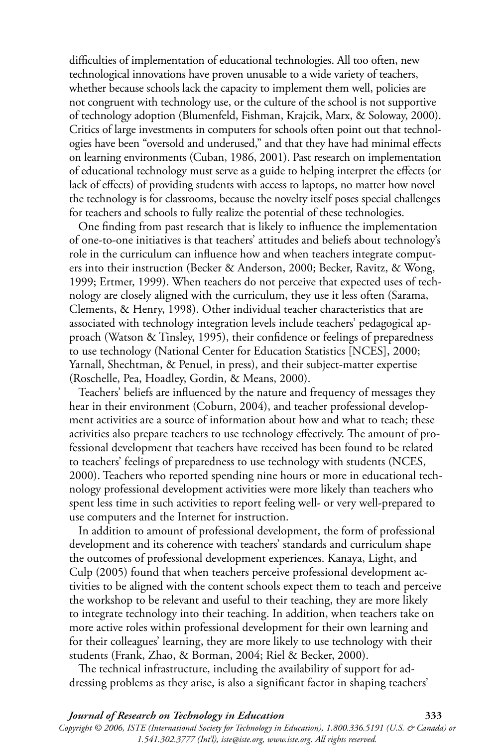difficulties of implementation of educational technologies. All too often, new technological innovations have proven unusable to a wide variety of teachers, whether because schools lack the capacity to implement them well, policies are not congruent with technology use, or the culture of the school is not supportive of technology adoption (Blumenfeld, Fishman, Krajcik, Marx, & Soloway, 2000). Critics of large investments in computers for schools often point out that technologies have been "oversold and underused," and that they have had minimal effects on learning environments (Cuban, 1986, 2001). Past research on implementation of educational technology must serve as a guide to helping interpret the effects (or lack of effects) of providing students with access to laptops, no matter how novel the technology is for classrooms, because the novelty itself poses special challenges for teachers and schools to fully realize the potential of these technologies.

One finding from past research that is likely to influence the implementation of one-to-one initiatives is that teachers' attitudes and beliefs about technology's role in the curriculum can influence how and when teachers integrate computers into their instruction (Becker & Anderson, 2000; Becker, Ravitz, & Wong, 1999; Ertmer, 1999). When teachers do not perceive that expected uses of technology are closely aligned with the curriculum, they use it less often (Sarama, Clements, & Henry, 1998). Other individual teacher characteristics that are associated with technology integration levels include teachers' pedagogical approach (Watson & Tinsley, 1995), their confidence or feelings of preparedness to use technology (National Center for Education Statistics [NCES], 2000; Yarnall, Shechtman, & Penuel, in press), and their subject-matter expertise (Roschelle, Pea, Hoadley, Gordin, & Means, 2000).

Teachers' beliefs are influenced by the nature and frequency of messages they hear in their environment (Coburn, 2004), and teacher professional development activities are a source of information about how and what to teach; these activities also prepare teachers to use technology effectively. The amount of professional development that teachers have received has been found to be related to teachers' feelings of preparedness to use technology with students (NCES, 2000). Teachers who reported spending nine hours or more in educational technology professional development activities were more likely than teachers who spent less time in such activities to report feeling well- or very well-prepared to use computers and the Internet for instruction.

In addition to amount of professional development, the form of professional development and its coherence with teachers' standards and curriculum shape the outcomes of professional development experiences. Kanaya, Light, and Culp (2005) found that when teachers perceive professional development activities to be aligned with the content schools expect them to teach and perceive the workshop to be relevant and useful to their teaching, they are more likely to integrate technology into their teaching. In addition, when teachers take on more active roles within professional development for their own learning and for their colleagues' learning, they are more likely to use technology with their students (Frank, Zhao, & Borman, 2004; Riel & Becker, 2000).

The technical infrastructure, including the availability of support for addressing problems as they arise, is also a significant factor in shaping teachers'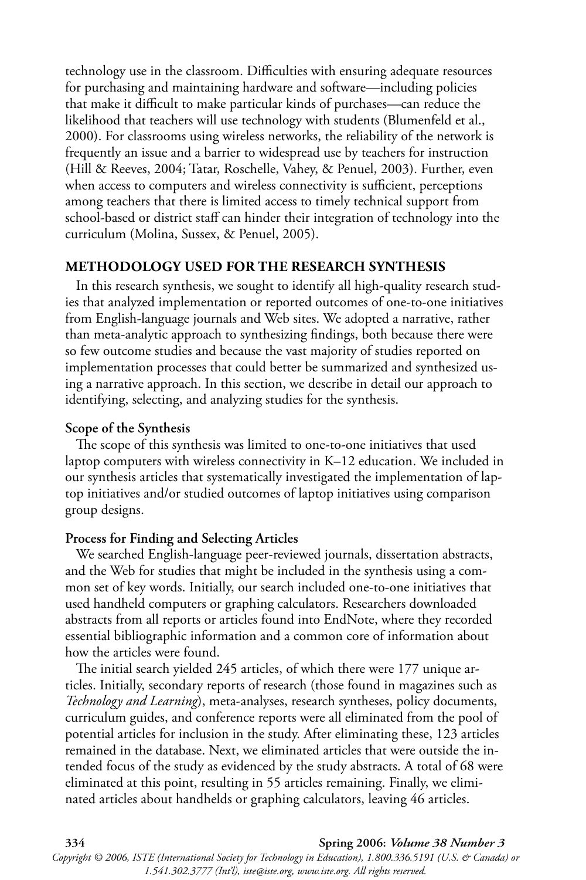technology use in the classroom. Difficulties with ensuring adequate resources for purchasing and maintaining hardware and software—including policies that make it difficult to make particular kinds of purchases—can reduce the likelihood that teachers will use technology with students (Blumenfeld et al., 2000). For classrooms using wireless networks, the reliability of the network is frequently an issue and a barrier to widespread use by teachers for instruction (Hill & Reeves, 2004; Tatar, Roschelle, Vahey, & Penuel, 2003). Further, even when access to computers and wireless connectivity is sufficient, perceptions among teachers that there is limited access to timely technical support from school-based or district staff can hinder their integration of technology into the curriculum (Molina, Sussex, & Penuel, 2005).

## METHODOLOGY USED FOR THE RESEARCH SYNTHESIS

In this research synthesis, we sought to identify all high-quality research studies that analyzed implementation or reported outcomes of one-to-one initiatives from English-language journals and Web sites. We adopted a narrative, rather than meta-analytic approach to synthesizing findings, both because there were so few outcome studies and because the vast majority of studies reported on implementation processes that could better be summarized and synthesized using a narrative approach. In this section, we describe in detail our approach to identifying, selecting, and analyzing studies for the synthesis.

### Scope of the Synthesis

The scope of this synthesis was limited to one-to-one initiatives that used laptop computers with wireless connectivity in K–12 education. We included in our synthesis articles that systematically investigated the implementation of laptop initiatives and/or studied outcomes of laptop initiatives using comparison group designs.

### Process for Finding and Selecting Articles

We searched English-language peer-reviewed journals, dissertation abstracts, and the Web for studies that might be included in the synthesis using a common set of key words. Initially, our search included one-to-one initiatives that used handheld computers or graphing calculators. Researchers downloaded abstracts from all reports or articles found into EndNote, where they recorded essential bibliographic information and a common core of information about how the articles were found.

The initial search yielded 245 articles, of which there were 177 unique articles. Initially, secondary reports of research (those found in magazines such as *Technology and Learning*), meta-analyses, research syntheses, policy documents, curriculum guides, and conference reports were all eliminated from the pool of potential articles for inclusion in the study. After eliminating these, 123 articles remained in the database. Next, we eliminated articles that were outside the intended focus of the study as evidenced by the study abstracts. A total of 68 were eliminated at this point, resulting in 55 articles remaining. Finally, we eliminated articles about handhelds or graphing calculators, leaving 46 articles.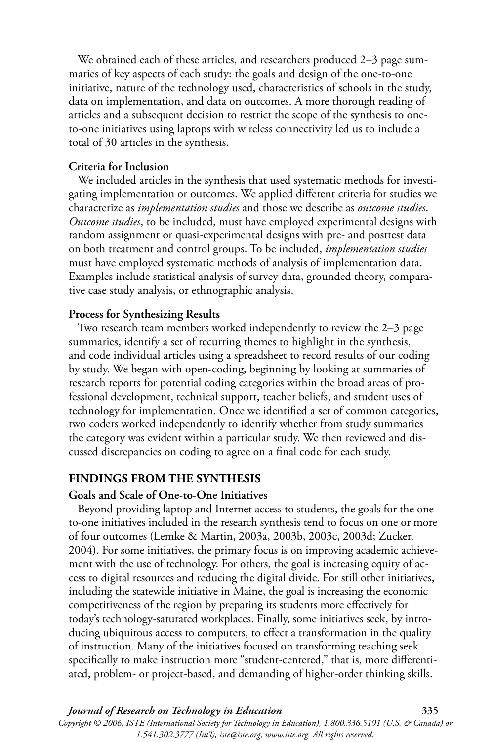We obtained each of these articles, and researchers produced 2–3 page summaries of key aspects of each study: the goals and design of the one-to-one initiative, nature of the technology used, characteristics of schools in the study, data on implementation, and data on outcomes. A more thorough reading of articles and a subsequent decision to restrict the scope of the synthesis to one-to-one initiatives using laptops with wireless connectivity led us to include a total of 30 articles in the synthesis.

### Criteria for Inclusion

We included articles in the synthesis that used systematic methods for investigating implementation or outcomes. We applied different criteria for studies we characterize as *implementation studies* and those we describe as *outcome studies*. *Outcome studies*, to be included, must have employed experimental designs with random assignment or quasi-experimental designs with pre- and posttest data on both treatment and control groups. To be included, *implementation studies* must have employed systematic methods of analysis of implementation data. Examples include statistical analysis of survey data, grounded theory, comparative case study analysis, or ethnographic analysis.

### Process for Synthesizing Results

Two research team members worked independently to review the 2–3 page summaries, identify a set of recurring themes to highlight in the synthesis, and code individual articles using a spreadsheet to record results of our coding by study. We began with open-coding, beginning by looking at summaries of research reports for potential coding categories within the broad areas of professional development, technical support, teacher beliefs, and student uses of technology for implementation. Once we identified a set of common categories, two coders worked independently to identify whether from study summaries the category was evident within a particular study. We then reviewed and discussed discrepancies on coding to agree on a final code for each study.

## FINDINGS FROM THE SYNTHESIS

### Goals and Scale of One-to-One Initiatives

Beyond providing laptop and Internet access to students, the goals for the one-to-one initiatives included in the research synthesis tend to focus on one or more of four outcomes (Lemke & Martin, 2003a, 2003b, 2003c, 2003d; Zucker, 2004). For some initiatives, the primary focus is on improving academic achievement with the use of technology. For others, the goal is increasing equity of access to digital resources and reducing the digital divide. For still other initiatives, including the statewide initiative in Maine, the goal is increasing the economic competitiveness of the region by preparing its students more effectively for today's technology-saturated workplaces. Finally, some initiatives seek, by introducing ubiquitous access to computers, to effect a transformation in the quality of instruction. Many of the initiatives focused on transforming teaching seek specifically to make instruction more "student-centered," that is, more differentiated, problem- or project-based, and demanding of higher-order thinking skills.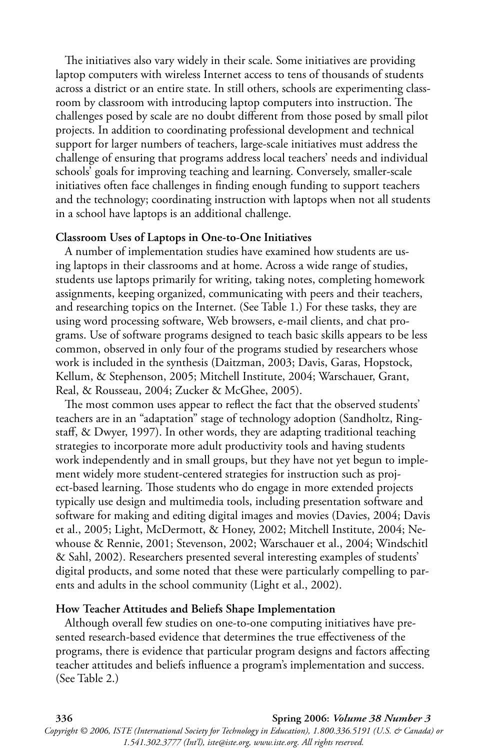The initiatives also vary widely in their scale. Some initiatives are providing laptop computers with wireless Internet access to tens of thousands of students across a district or an entire state. In still others, schools are experimenting classroom by classroom with introducing laptop computers into instruction. The challenges posed by scale are no doubt different from those posed by small pilot projects. In addition to coordinating professional development and technical support for larger numbers of teachers, large-scale initiatives must address the challenge of ensuring that programs address local teachers' needs and individual schools' goals for improving teaching and learning. Conversely, smaller-scale initiatives often face challenges in finding enough funding to support teachers and the technology; coordinating instruction with laptops when not all students in a school have laptops is an additional challenge.

**Classroom Uses of Laptops in One-to-One Initiatives**

A number of implementation studies have examined how students are using laptops in their classrooms and at home. Across a wide range of studies, students use laptops primarily for writing, taking notes, completing homework assignments, keeping organized, communicating with peers and their teachers, and researching topics on the Internet. (See Table 1.) For these tasks, they are using word processing software, Web browsers, e-mail clients, and chat programs. Use of software programs designed to teach basic skills appears to be less common, observed in only four of the programs studied by researchers whose work is included in the synthesis (Daitzman, 2003; Davis, Garas, Hopstock, Kellum, & Stephenson, 2005; Mitchell Institute, 2004; Warschauer, Grant, Real, & Rousseau, 2004; Zucker & McGhee, 2005).

The most common uses appear to reflect the fact that the observed students' teachers are in an "adaptation" stage of technology adoption (Sandholtz, Ringstaff, & Dwyer, 1997). In other words, they are adapting traditional teaching strategies to incorporate more adult productivity tools and having students work independently and in small groups, but they have not yet begun to implement widely more student-centered strategies for instruction such as project-based learning. Those students who do engage in more extended projects typically use design and multimedia tools, including presentation software and software for making and editing digital images and movies (Davies, 2004; Davis et al., 2005; Light, McDermott, & Honey, 2002; Mitchell Institute, 2004; Newhouse & Rennie, 2001; Stevenson, 2002; Warschauer et al., 2004; Windschitl & Sahl, 2002). Researchers presented several interesting examples of students' digital products, and some noted that these were particularly compelling to parents and adults in the school community (Light et al., 2002).

**How Teacher Attitudes and Beliefs Shape Implementation**

Although overall few studies on one-to-one computing initiatives have presented research-based evidence that determines the true effectiveness of the programs, there is evidence that particular program designs and factors affecting teacher attitudes and beliefs influence a program's implementation and success. (See Table 2.)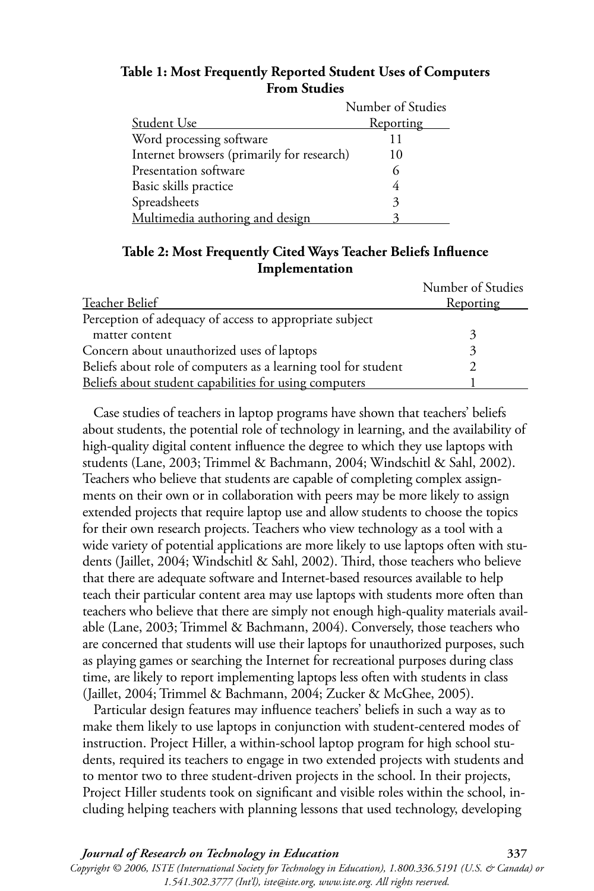**Table 1: Most Frequently Reported Student Uses of Computers From Studies**

| Student Use | Number of Studies Reporting |
|---|---|
| Word processing software | 11 |
| Internet browsers (primarily for research) | 10 |
| Presentation software | 6 |
| Basic skills practice | 4 |
| Spreadsheets | 3 |
| Multimedia authoring and design | 3 |

**Table 2: Most Frequently Cited Ways Teacher Beliefs Influence Implementation**

| Teacher Belief | Number of Studies Reporting |
|---|---|
| Perception of adequacy of access to appropriate subject matter content | 3 |
| Concern about unauthorized uses of laptops | 3 |
| Beliefs about role of computers as a learning tool for student | 2 |
| Beliefs about student capabilities for using computers | 1 |

Case studies of teachers in laptop programs have shown that teachers' beliefs about students, the potential role of technology in learning, and the availability of high-quality digital content influence the degree to which they use laptops with students (Lane, 2003; Trimmel & Bachmann, 2004; Windschitl & Sahl, 2002). Teachers who believe that students are capable of completing complex assignments on their own or in collaboration with peers may be more likely to assign extended projects that require laptop use and allow students to choose the topics for their own research projects. Teachers who view technology as a tool with a wide variety of potential applications are more likely to use laptops often with students (Jaillet, 2004; Windschitl & Sahl, 2002). Third, those teachers who believe that there are adequate software and Internet-based resources available to help teach their particular content area may use laptops with students more often than teachers who believe that there are simply not enough high-quality materials available (Lane, 2003; Trimmel & Bachmann, 2004). Conversely, those teachers who are concerned that students will use their laptops for unauthorized purposes, such as playing games or searching the Internet for recreational purposes during class time, are likely to report implementing laptops less often with students in class (Jaillet, 2004; Trimmel & Bachmann, 2004; Zucker & McGhee, 2005).

Particular design features may influence teachers' beliefs in such a way as to make them likely to use laptops in conjunction with student-centered modes of instruction. Project Hiller, a within-school laptop program for high school students, required its teachers to engage in two extended projects with students and to mentor two to three student-driven projects in the school. In their projects, Project Hiller students took on significant and visible roles within the school, including helping teachers with planning lessons that used technology, developing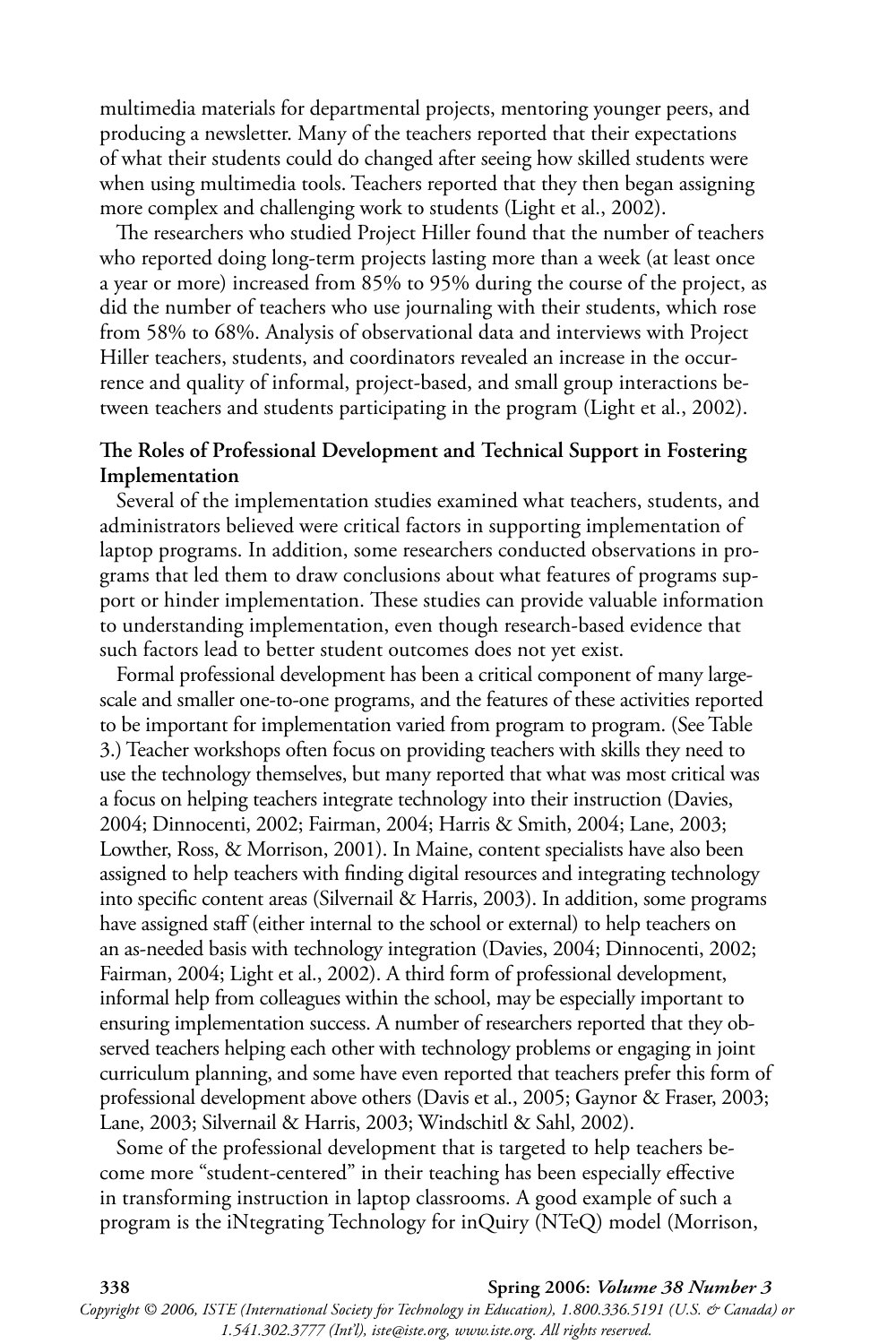multimedia materials for departmental projects, mentoring younger peers, and producing a newsletter. Many of the teachers reported that their expectations of what their students could do changed after seeing how skilled students were when using multimedia tools. Teachers reported that they then began assigning more complex and challenging work to students (Light et al., 2002).

The researchers who studied Project Hiller found that the number of teachers who reported doing long-term projects lasting more than a week (at least once a year or more) increased from 85% to 95% during the course of the project, as did the number of teachers who use journaling with their students, which rose from 58% to 68%. Analysis of observational data and interviews with Project Hiller teachers, students, and coordinators revealed an increase in the occurrence and quality of informal, project-based, and small group interactions between teachers and students participating in the program (Light et al., 2002).

**The Roles of Professional Development and Technical Support in Fostering Implementation**

Several of the implementation studies examined what teachers, students, and administrators believed were critical factors in supporting implementation of laptop programs. In addition, some researchers conducted observations in programs that led them to draw conclusions about what features of programs support or hinder implementation. These studies can provide valuable information to understanding implementation, even though research-based evidence that such factors lead to better student outcomes does not yet exist.

Formal professional development has been a critical component of many large-scale and smaller one-to-one programs, and the features of these activities reported to be important for implementation varied from program to program. (See Table 3.) Teacher workshops often focus on providing teachers with skills they need to use the technology themselves, but many reported that what was most critical was a focus on helping teachers integrate technology into their instruction (Davies, 2004; Dinnocenti, 2002; Fairman, 2004; Harris & Smith, 2004; Lane, 2003; Lowther, Ross, & Morrison, 2001). In Maine, content specialists have also been assigned to help teachers with finding digital resources and integrating technology into specific content areas (Silvernail & Harris, 2003). In addition, some programs have assigned staff (either internal to the school or external) to help teachers on an as-needed basis with technology integration (Davies, 2004; Dinnocenti, 2002; Fairman, 2004; Light et al., 2002). A third form of professional development, informal help from colleagues within the school, may be especially important to ensuring implementation success. A number of researchers reported that they observed teachers helping each other with technology problems or engaging in joint curriculum planning, and some have even reported that teachers prefer this form of professional development above others (Davis et al., 2005; Gaynor & Fraser, 2003; Lane, 2003; Silvernail & Harris, 2003; Windschitl & Sahl, 2002).

Some of the professional development that is targeted to help teachers become more "student-centered" in their teaching has been especially effective in transforming instruction in laptop classrooms. A good example of such a program is the iNtegrating Technology for inQuiry (NTeQ) model (Morrison,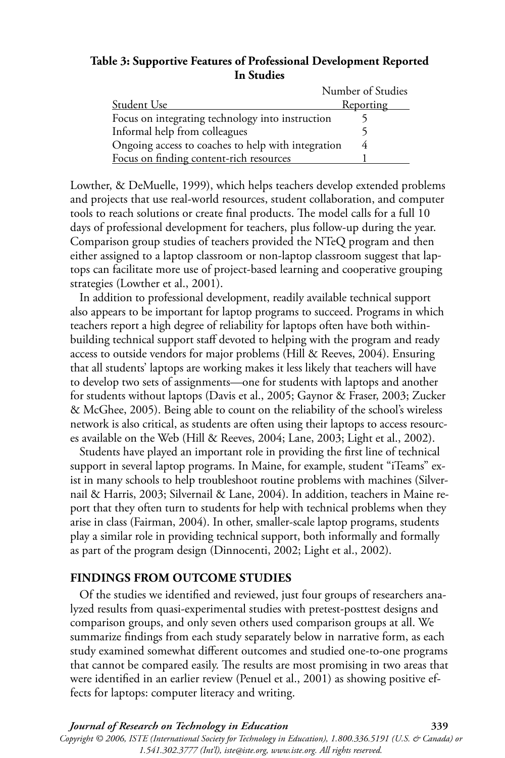**Table 3: Supportive Features of Professional Development Reported In Studies**

| Student Use | Number of Studies Reporting |
|---|---|
| Focus on integrating technology into instruction | 5 |
| Informal help from colleagues | 5 |
| Ongoing access to coaches to help with integration | 4 |
| Focus on finding content-rich resources | 1 |

Lowther, & DeMuelle, 1999), which helps teachers develop extended problems and projects that use real-world resources, student collaboration, and computer tools to reach solutions or create final products. The model calls for a full 10 days of professional development for teachers, plus follow-up during the year. Comparison group studies of teachers provided the NTeQ program and then either assigned to a laptop classroom or non-laptop classroom suggest that laptops can facilitate more use of project-based learning and cooperative grouping strategies (Lowther et al., 2001).

In addition to professional development, readily available technical support also appears to be important for laptop programs to succeed. Programs in which teachers report a high degree of reliability for laptops often have both within-building technical support staff devoted to helping with the program and ready access to outside vendors for major problems (Hill & Reeves, 2004). Ensuring that all students' laptops are working makes it less likely that teachers will have to develop two sets of assignments—one for students with laptops and another for students without laptops (Davis et al., 2005; Gaynor & Fraser, 2003; Zucker & McGhee, 2005). Being able to count on the reliability of the school's wireless network is also critical, as students are often using their laptops to access resources available on the Web (Hill & Reeves, 2004; Lane, 2003; Light et al., 2002).

Students have played an important role in providing the first line of technical support in several laptop programs. In Maine, for example, student "iTeams" exist in many schools to help troubleshoot routine problems with machines (Silvernail & Harris, 2003; Silvernail & Lane, 2004). In addition, teachers in Maine report that they often turn to students for help with technical problems when they arise in class (Fairman, 2004). In other, smaller-scale laptop programs, students play a similar role in providing technical support, both informally and formally as part of the program design (Dinnocenti, 2002; Light et al., 2002).

## FINDINGS FROM OUTCOME STUDIES

Of the studies we identified and reviewed, just four groups of researchers analyzed results from quasi-experimental studies with pretest-posttest designs and comparison groups, and only seven others used comparison groups at all. We summarize findings from each study separately below in narrative form, as each study examined somewhat different outcomes and studied one-to-one programs that cannot be compared easily. The results are most promising in two areas that were identified in an earlier review (Penuel et al., 2001) as showing positive effects for laptops: computer literacy and writing.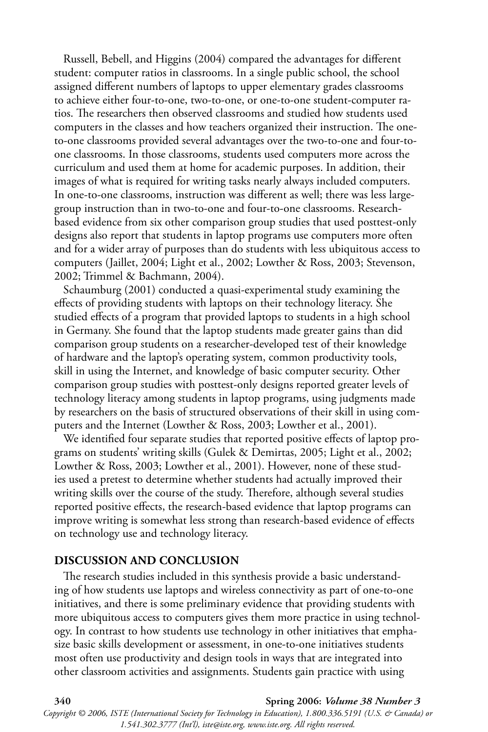Russell, Bebell, and Higgins (2004) compared the advantages for different student: computer ratios in classrooms. In a single public school, the school assigned different numbers of laptops to upper elementary grades classrooms to achieve either four-to-one, two-to-one, or one-to-one student-computer ratios. The researchers then observed classrooms and studied how students used computers in the classes and how teachers organized their instruction. The one-to-one classrooms provided several advantages over the two-to-one and four-to-one classrooms. In those classrooms, students used computers more across the curriculum and used them at home for academic purposes. In addition, their images of what is required for writing tasks nearly always included computers. In one-to-one classrooms, instruction was different as well; there was less large-group instruction than in two-to-one and four-to-one classrooms. Research-based evidence from six other comparison group studies that used posttest-only designs also report that students in laptop programs use computers more often and for a wider array of purposes than do students with less ubiquitous access to computers (Jaillet, 2004; Light et al., 2002; Lowther & Ross, 2003; Stevenson, 2002; Trimmel & Bachmann, 2004).

Schaumburg (2001) conducted a quasi-experimental study examining the effects of providing students with laptops on their technology literacy. She studied effects of a program that provided laptops to students in a high school in Germany. She found that the laptop students made greater gains than did comparison group students on a researcher-developed test of their knowledge of hardware and the laptop's operating system, common productivity tools, skill in using the Internet, and knowledge of basic computer security. Other comparison group studies with posttest-only designs reported greater levels of technology literacy among students in laptop programs, using judgments made by researchers on the basis of structured observations of their skill in using computers and the Internet (Lowther & Ross, 2003; Lowther et al., 2001).

We identified four separate studies that reported positive effects of laptop programs on students' writing skills (Gulek & Demirtas, 2005; Light et al., 2002; Lowther & Ross, 2003; Lowther et al., 2001). However, none of these studies used a pretest to determine whether students had actually improved their writing skills over the course of the study. Therefore, although several studies reported positive effects, the research-based evidence that laptop programs can improve writing is somewhat less strong than research-based evidence of effects on technology use and technology literacy.

## DISCUSSION AND CONCLUSION

The research studies included in this synthesis provide a basic understanding of how students use laptops and wireless connectivity as part of one-to-one initiatives, and there is some preliminary evidence that providing students with more ubiquitous access to computers gives them more practice in using technology. In contrast to how students use technology in other initiatives that emphasize basic skills development or assessment, in one-to-one initiatives students most often use productivity and design tools in ways that are integrated into other classroom activities and assignments. Students gain practice with using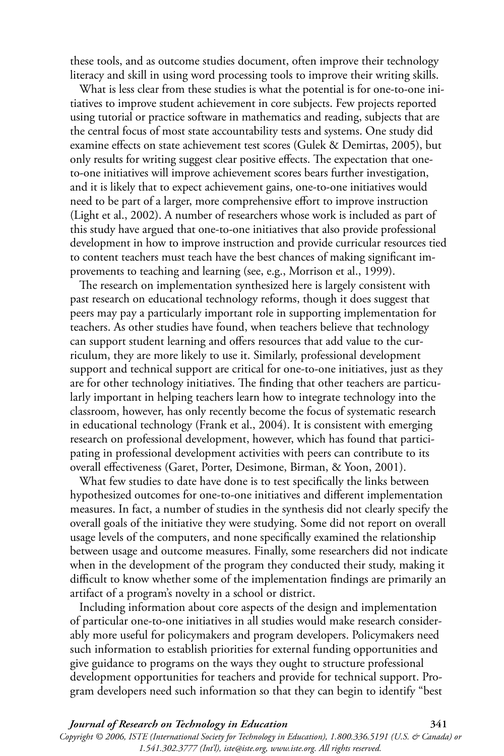these tools, and as outcome studies document, often improve their technology literacy and skill in using word processing tools to improve their writing skills.

What is less clear from these studies is what the potential is for one-to-one initiatives to improve student achievement in core subjects. Few projects reported using tutorial or practice software in mathematics and reading, subjects that are the central focus of most state accountability tests and systems. One study did examine effects on state achievement test scores (Gulek & Demirtas, 2005), but only results for writing suggest clear positive effects. The expectation that one-to-one initiatives will improve achievement scores bears further investigation, and it is likely that to expect achievement gains, one-to-one initiatives would need to be part of a larger, more comprehensive effort to improve instruction (Light et al., 2002). A number of researchers whose work is included as part of this study have argued that one-to-one initiatives that also provide professional development in how to improve instruction and provide curricular resources tied to content teachers must teach have the best chances of making significant improvements to teaching and learning (see, e.g., Morrison et al., 1999).

The research on implementation synthesized here is largely consistent with past research on educational technology reforms, though it does suggest that peers may pay a particularly important role in supporting implementation for teachers. As other studies have found, when teachers believe that technology can support student learning and offers resources that add value to the curriculum, they are more likely to use it. Similarly, professional development support and technical support are critical for one-to-one initiatives, just as they are for other technology initiatives. The finding that other teachers are particularly important in helping teachers learn how to integrate technology into the classroom, however, has only recently become the focus of systematic research in educational technology (Frank et al., 2004). It is consistent with emerging research on professional development, however, which has found that participating in professional development activities with peers can contribute to its overall effectiveness (Garet, Porter, Desimone, Birman, & Yoon, 2001).

What few studies to date have done is to test specifically the links between hypothesized outcomes for one-to-one initiatives and different implementation measures. In fact, a number of studies in the synthesis did not clearly specify the overall goals of the initiative they were studying. Some did not report on overall usage levels of the computers, and none specifically examined the relationship between usage and outcome measures. Finally, some researchers did not indicate when in the development of the program they conducted their study, making it difficult to know whether some of the implementation findings are primarily an artifact of a program's novelty in a school or district.

Including information about core aspects of the design and implementation of particular one-to-one initiatives in all studies would make research considerably more useful for policymakers and program developers. Policymakers need such information to establish priorities for external funding opportunities and give guidance to programs on the ways they ought to structure professional development opportunities for teachers and provide for technical support. Program developers need such information so that they can begin to identify "best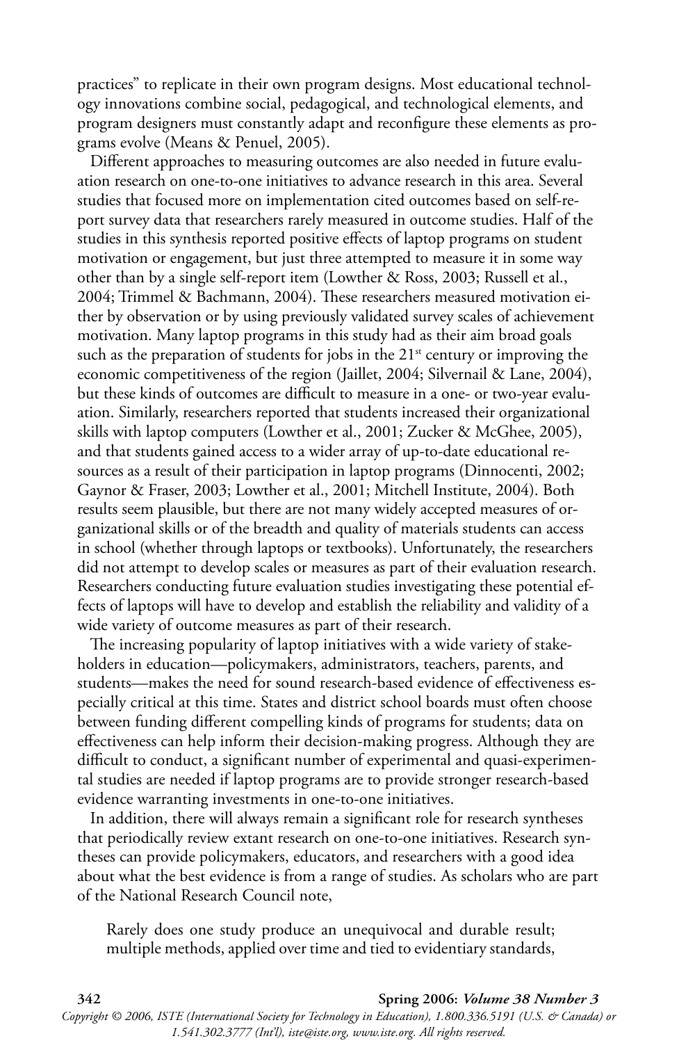practices" to replicate in their own program designs. Most educational technology innovations combine social, pedagogical, and technological elements, and program designers must constantly adapt and reconfigure these elements as programs evolve (Means & Penuel, 2005).

Different approaches to measuring outcomes are also needed in future evaluation research on one-to-one initiatives to advance research in this area. Several studies that focused more on implementation cited outcomes based on self-report survey data that researchers rarely measured in outcome studies. Half of the studies in this synthesis reported positive effects of laptop programs on student motivation or engagement, but just three attempted to measure it in some way other than by a single self-report item (Lowther & Ross, 2003; Russell et al., 2004; Trimmel & Bachmann, 2004). These researchers measured motivation either by observation or by using previously validated survey scales of achievement motivation. Many laptop programs in this study had as their aim broad goals such as the preparation of students for jobs in the 21st century or improving the economic competitiveness of the region (Jaillet, 2004; Silvernail & Lane, 2004), but these kinds of outcomes are difficult to measure in a one- or two-year evaluation. Similarly, researchers reported that students increased their organizational skills with laptop computers (Lowther et al., 2001; Zucker & McGhee, 2005), and that students gained access to a wider array of up-to-date educational resources as a result of their participation in laptop programs (Dinnocenti, 2002; Gaynor & Fraser, 2003; Lowther et al., 2001; Mitchell Institute, 2004). Both results seem plausible, but there are not many widely accepted measures of organizational skills or of the breadth and quality of materials students can access in school (whether through laptops or textbooks). Unfortunately, the researchers did not attempt to develop scales or measures as part of their evaluation research. Researchers conducting future evaluation studies investigating these potential effects of laptops will have to develop and establish the reliability and validity of a wide variety of outcome measures as part of their research.

The increasing popularity of laptop initiatives with a wide variety of stakeholders in education—policymakers, administrators, teachers, parents, and students—makes the need for sound research-based evidence of effectiveness especially critical at this time. States and district school boards must often choose between funding different compelling kinds of programs for students; data on effectiveness can help inform their decision-making progress. Although they are difficult to conduct, a significant number of experimental and quasi-experimental studies are needed if laptop programs are to provide stronger research-based evidence warranting investments in one-to-one initiatives.

In addition, there will always remain a significant role for research syntheses that periodically review extant research on one-to-one initiatives. Research syntheses can provide policymakers, educators, and researchers with a good idea about what the best evidence is from a range of studies. As scholars who are part of the National Research Council note,

> Rarely does one study produce an unequivocal and durable result; multiple methods, applied over time and tied to evidentiary standards,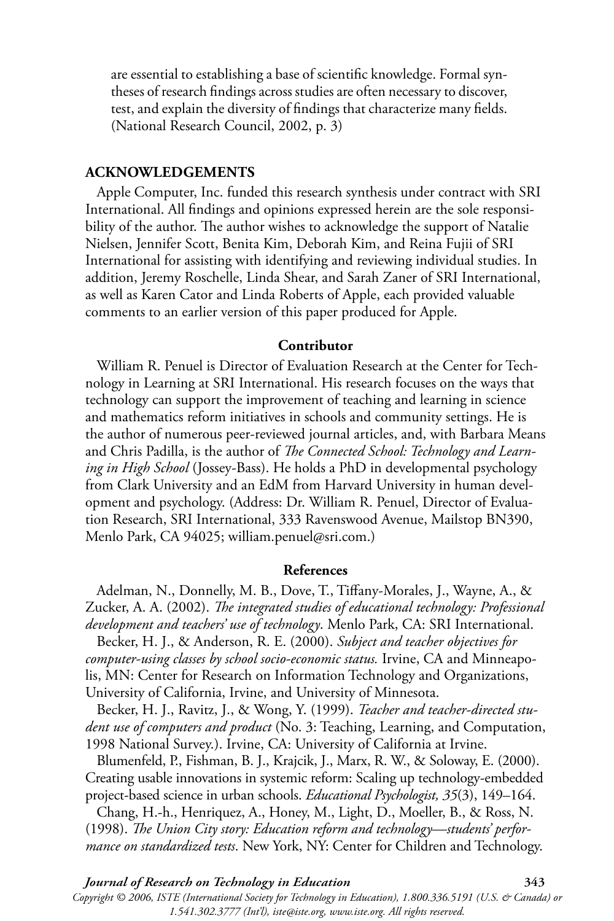> are essential to establishing a base of scientific knowledge. Formal syntheses of research findings across studies are often necessary to discover, test, and explain the diversity of findings that characterize many fields. (National Research Council, 2002, p. 3)

## ACKNOWLEDGEMENTS

Apple Computer, Inc. funded this research synthesis under contract with SRI International. All findings and opinions expressed herein are the sole responsibility of the author. The author wishes to acknowledge the support of Natalie Nielsen, Jennifer Scott, Benita Kim, Deborah Kim, and Reina Fujii of SRI International for assisting with identifying and reviewing individual studies. In addition, Jeremy Roschelle, Linda Shear, and Sarah Zaner of SRI International, as well as Karen Cator and Linda Roberts of Apple, each provided valuable comments to an earlier version of this paper produced for Apple.

### Contributor

William R. Penuel is Director of Evaluation Research at the Center for Technology in Learning at SRI International. His research focuses on the ways that technology can support the improvement of teaching and learning in science and mathematics reform initiatives in schools and community settings. He is the author of numerous peer-reviewed journal articles, and, with Barbara Means and Chris Padilla, is the author of *The Connected School: Technology and Learning in High School* (Jossey-Bass). He holds a PhD in developmental psychology from Clark University and an EdM from Harvard University in human development and psychology. (Address: Dr. William R. Penuel, Director of Evaluation Research, SRI International, 333 Ravenswood Avenue, Mailstop BN390, Menlo Park, CA 94025; william.penuel@sri.com.)

### References

Adelman, N., Donnelly, M. B., Dove, T., Tiffany-Morales, J., Wayne, A., & Zucker, A. A. (2002). *The integrated studies of educational technology: Professional development and teachers' use of technology*. Menlo Park, CA: SRI International.

Becker, H. J., & Anderson, R. E. (2000). *Subject and teacher objectives for computer-using classes by school socio-economic status.* Irvine, CA and Minneapolis, MN: Center for Research on Information Technology and Organizations, University of California, Irvine, and University of Minnesota.

Becker, H. J., Ravitz, J., & Wong, Y. (1999). *Teacher and teacher-directed student use of computers and product* (No. 3: Teaching, Learning, and Computation, 1998 National Survey.). Irvine, CA: University of California at Irvine.

Blumenfeld, P., Fishman, B. J., Krajcik, J., Marx, R. W., & Soloway, E. (2000). Creating usable innovations in systemic reform: Scaling up technology-embedded project-based science in urban schools. *Educational Psychologist, 35*(3), 149–164.

Chang, H.-h., Henriquez, A., Honey, M., Light, D., Moeller, B., & Ross, N. (1998). *The Union City story: Education reform and technology—students' performance on standardized tests*. New York, NY: Center for Children and Technology.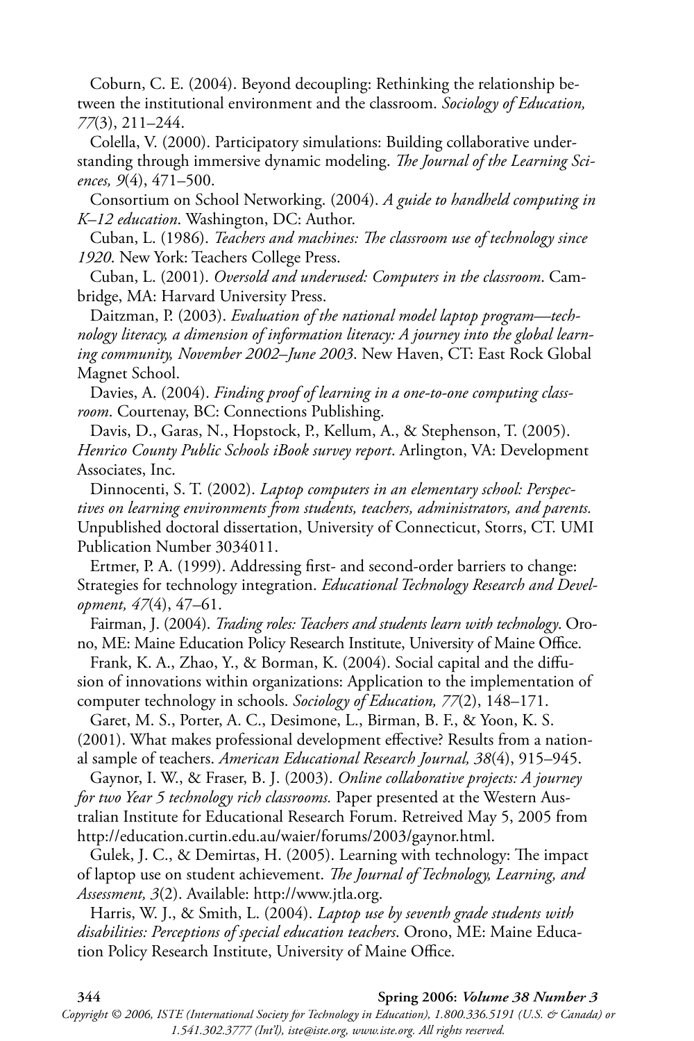Coburn, C. E. (2004). Beyond decoupling: Rethinking the relationship between the institutional environment and the classroom. *Sociology of Education, 77*(3), 211–244.

Colella, V. (2000). Participatory simulations: Building collaborative understanding through immersive dynamic modeling. *The Journal of the Learning Sciences, 9*(4), 471–500.

Consortium on School Networking. (2004). *A guide to handheld computing in K–12 education*. Washington, DC: Author.

Cuban, L. (1986). *Teachers and machines: The classroom use of technology since 1920*. New York: Teachers College Press.

Cuban, L. (2001). *Oversold and underused: Computers in the classroom*. Cambridge, MA: Harvard University Press.

Daitzman, P. (2003). *Evaluation of the national model laptop program—technology literacy, a dimension of information literacy: A journey into the global learning community, November 2002–June 2003*. New Haven, CT: East Rock Global Magnet School.

Davies, A. (2004). *Finding proof of learning in a one-to-one computing classroom*. Courtenay, BC: Connections Publishing.

Davis, D., Garas, N., Hopstock, P., Kellum, A., & Stephenson, T. (2005). *Henrico County Public Schools iBook survey report*. Arlington, VA: Development Associates, Inc.

Dinnocenti, S. T. (2002). *Laptop computers in an elementary school: Perspectives on learning environments from students, teachers, administrators, and parents.* Unpublished doctoral dissertation, University of Connecticut, Storrs, CT. UMI Publication Number 3034011.

Ertmer, P. A. (1999). Addressing first- and second-order barriers to change: Strategies for technology integration. *Educational Technology Research and Development, 47*(4), 47–61.

Fairman, J. (2004). *Trading roles: Teachers and students learn with technology*. Orono, ME: Maine Education Policy Research Institute, University of Maine Office.

Frank, K. A., Zhao, Y., & Borman, K. (2004). Social capital and the diffusion of innovations within organizations: Application to the implementation of computer technology in schools. *Sociology of Education, 77*(2), 148–171.

Garet, M. S., Porter, A. C., Desimone, L., Birman, B. F., & Yoon, K. S. (2001). What makes professional development effective? Results from a national sample of teachers. *American Educational Research Journal, 38*(4), 915–945.

Gaynor, I. W., & Fraser, B. J. (2003). *Online collaborative projects: A journey for two Year 5 technology rich classrooms.* Paper presented at the Western Australian Institute for Educational Research Forum. Retreived May 5, 2005 from http://education.curtin.edu.au/waier/forums/2003/gaynor.html.

Gulek, J. C., & Demirtas, H. (2005). Learning with technology: The impact of laptop use on student achievement. *The Journal of Technology, Learning, and Assessment, 3*(2). Available: http://www.jtla.org.

Harris, W. J., & Smith, L. (2004). *Laptop use by seventh grade students with disabilities: Perceptions of special education teachers*. Orono, ME: Maine Education Policy Research Institute, University of Maine Office.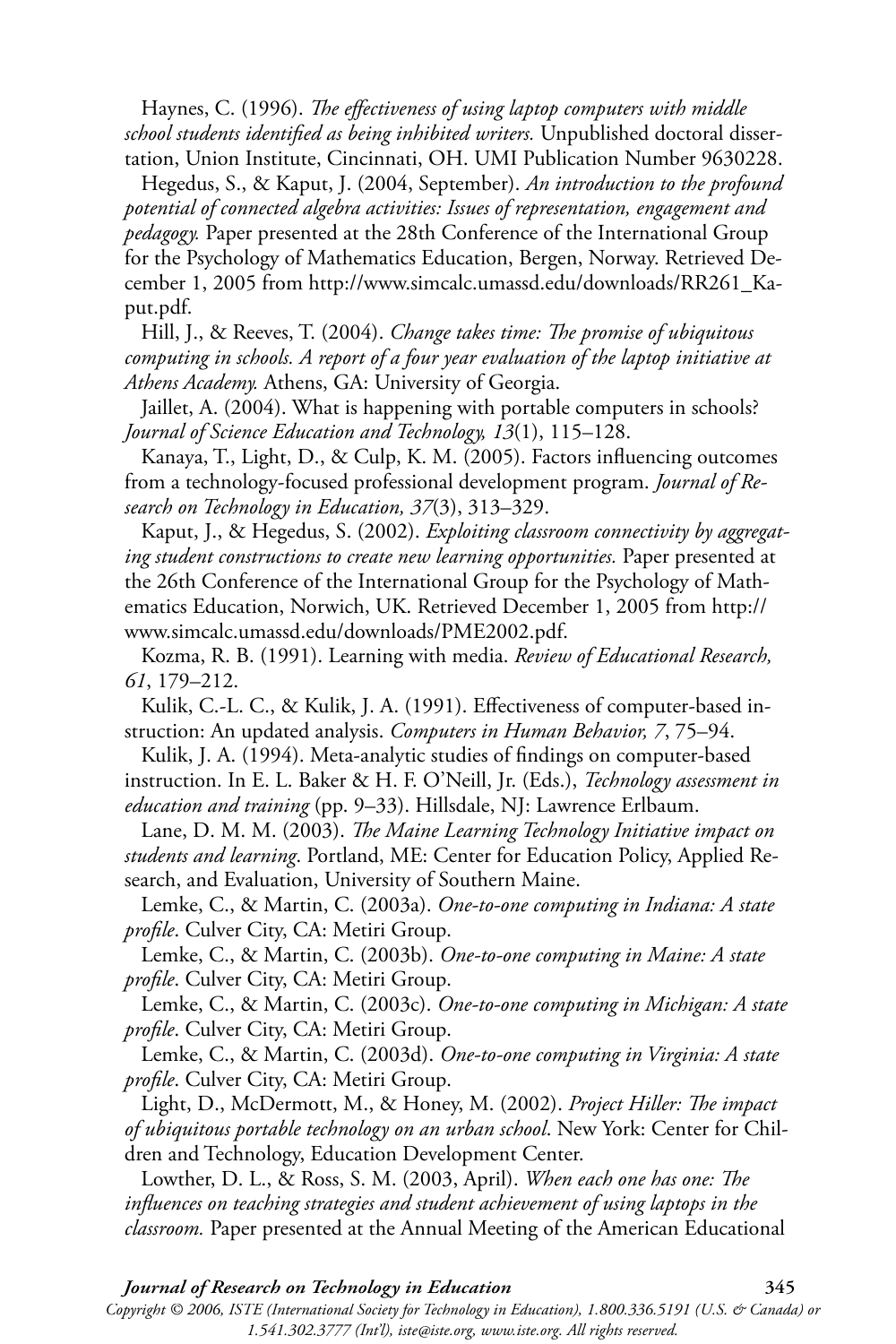Haynes, C. (1996). *The effectiveness of using laptop computers with middle school students identified as being inhibited writers.* Unpublished doctoral dissertation, Union Institute, Cincinnati, OH. UMI Publication Number 9630228.

Hegedus, S., & Kaput, J. (2004, September). *An introduction to the profound potential of connected algebra activities: Issues of representation, engagement and pedagogy.* Paper presented at the 28th Conference of the International Group for the Psychology of Mathematics Education, Bergen, Norway. Retrieved December 1, 2005 from http://www.simcalc.umassd.edu/downloads/RR261_Kaput.pdf.

Hill, J., & Reeves, T. (2004). *Change takes time: The promise of ubiquitous computing in schools. A report of a four year evaluation of the laptop initiative at Athens Academy.* Athens, GA: University of Georgia.

Jaillet, A. (2004). What is happening with portable computers in schools? *Journal of Science Education and Technology, 13*(1), 115–128.

Kanaya, T., Light, D., & Culp, K. M. (2005). Factors influencing outcomes from a technology-focused professional development program. *Journal of Research on Technology in Education, 37*(3), 313–329.

Kaput, J., & Hegedus, S. (2002). *Exploiting classroom connectivity by aggregating student constructions to create new learning opportunities.* Paper presented at the 26th Conference of the International Group for the Psychology of Mathematics Education, Norwich, UK. Retrieved December 1, 2005 from http://www.simcalc.umassd.edu/downloads/PME2002.pdf.

Kozma, R. B. (1991). Learning with media. *Review of Educational Research, 61*, 179–212.

Kulik, C.-L. C., & Kulik, J. A. (1991). Effectiveness of computer-based instruction: An updated analysis. *Computers in Human Behavior, 7*, 75–94.

Kulik, J. A. (1994). Meta-analytic studies of findings on computer-based instruction. In E. L. Baker & H. F. O'Neill, Jr. (Eds.), *Technology assessment in education and training* (pp. 9–33). Hillsdale, NJ: Lawrence Erlbaum.

Lane, D. M. M. (2003). *The Maine Learning Technology Initiative impact on students and learning*. Portland, ME: Center for Education Policy, Applied Research, and Evaluation, University of Southern Maine.

Lemke, C., & Martin, C. (2003a). *One-to-one computing in Indiana: A state profile*. Culver City, CA: Metiri Group.

Lemke, C., & Martin, C. (2003b). *One-to-one computing in Maine: A state profile*. Culver City, CA: Metiri Group.

Lemke, C., & Martin, C. (2003c). *One-to-one computing in Michigan: A state profile*. Culver City, CA: Metiri Group.

Lemke, C., & Martin, C. (2003d). *One-to-one computing in Virginia: A state profile*. Culver City, CA: Metiri Group.

Light, D., McDermott, M., & Honey, M. (2002). *Project Hiller: The impact of ubiquitous portable technology on an urban school*. New York: Center for Children and Technology, Education Development Center.

Lowther, D. L., & Ross, S. M. (2003, April). *When each one has one: The influences on teaching strategies and student achievement of using laptops in the classroom.* Paper presented at the Annual Meeting of the American Educational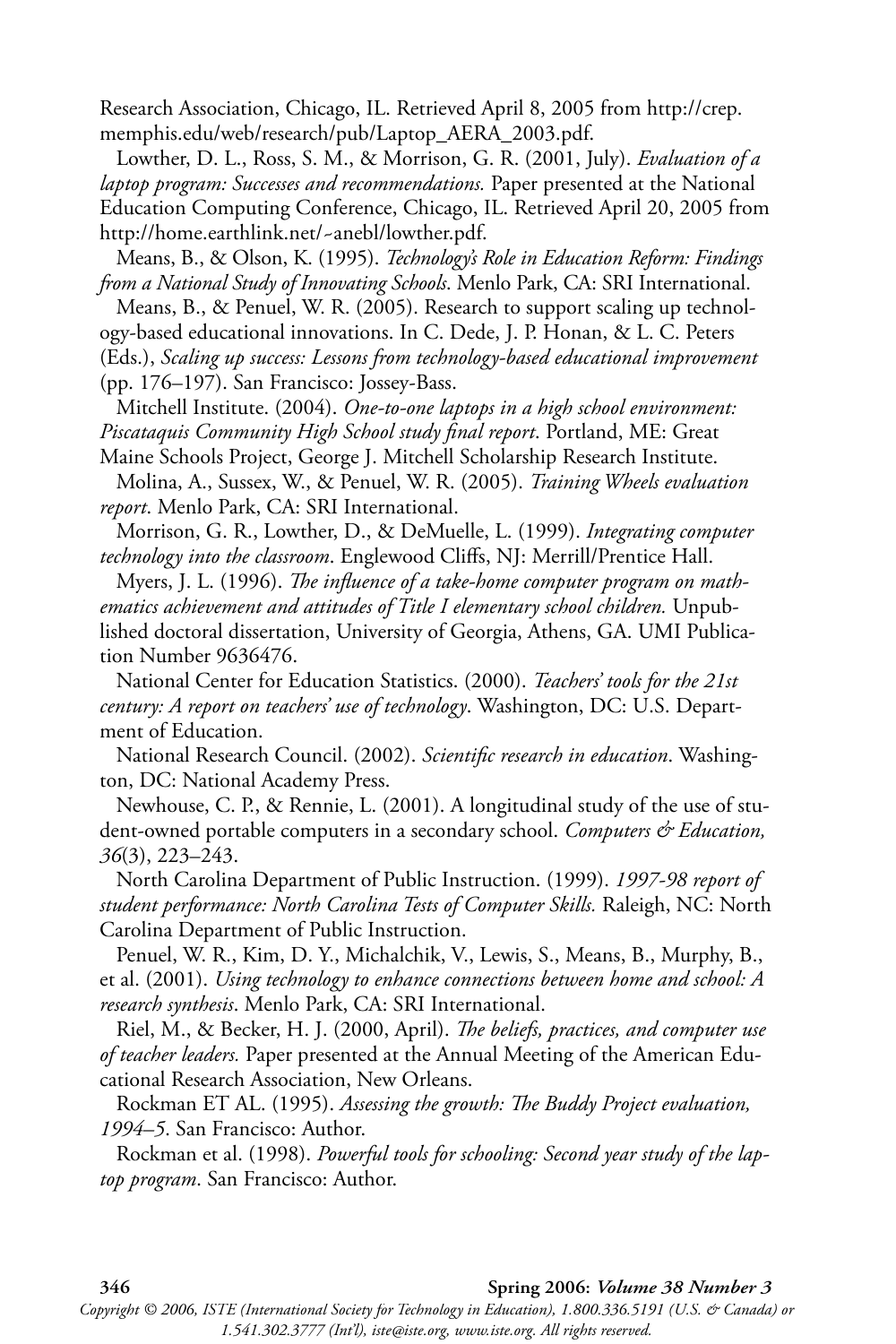Research Association, Chicago, IL. Retrieved April 8, 2005 from http://crep.memphis.edu/web/research/pub/Laptop_AERA_2003.pdf.

Lowther, D. L., Ross, S. M., & Morrison, G. R. (2001, July). *Evaluation of a laptop program: Successes and recommendations.* Paper presented at the National Education Computing Conference, Chicago, IL. Retrieved April 20, 2005 from http://home.earthlink.net/~anebl/lowther.pdf.

Means, B., & Olson, K. (1995). *Technology's Role in Education Reform: Findings from a National Study of Innovating Schools*. Menlo Park, CA: SRI International.

Means, B., & Penuel, W. R. (2005). Research to support scaling up technology-based educational innovations. In C. Dede, J. P. Honan, & L. C. Peters (Eds.), *Scaling up success: Lessons from technology-based educational improvement* (pp. 176–197). San Francisco: Jossey-Bass.

Mitchell Institute. (2004). *One-to-one laptops in a high school environment: Piscataquis Community High School study final report*. Portland, ME: Great Maine Schools Project, George J. Mitchell Scholarship Research Institute.

Molina, A., Sussex, W., & Penuel, W. R. (2005). *Training Wheels evaluation report*. Menlo Park, CA: SRI International.

Morrison, G. R., Lowther, D., & DeMuelle, L. (1999). *Integrating computer technology into the classroom*. Englewood Cliffs, NJ: Merrill/Prentice Hall.

Myers, J. L. (1996). *The influence of a take-home computer program on mathematics achievement and attitudes of Title I elementary school children.* Unpublished doctoral dissertation, University of Georgia, Athens, GA. UMI Publication Number 9636476.

National Center for Education Statistics. (2000). *Teachers' tools for the 21st century: A report on teachers' use of technology*. Washington, DC: U.S. Department of Education.

National Research Council. (2002). *Scientific research in education*. Washington, DC: National Academy Press.

Newhouse, C. P., & Rennie, L. (2001). A longitudinal study of the use of student-owned portable computers in a secondary school. *Computers & Education, 36*(3), 223–243.

North Carolina Department of Public Instruction. (1999). *1997-98 report of student performance: North Carolina Tests of Computer Skills.* Raleigh, NC: North Carolina Department of Public Instruction.

Penuel, W. R., Kim, D. Y., Michalchik, V., Lewis, S., Means, B., Murphy, B., et al. (2001). *Using technology to enhance connections between home and school: A research synthesis*. Menlo Park, CA: SRI International.

Riel, M., & Becker, H. J. (2000, April). *The beliefs, practices, and computer use of teacher leaders.* Paper presented at the Annual Meeting of the American Educational Research Association, New Orleans.

Rockman ET AL. (1995). *Assessing the growth: The Buddy Project evaluation, 1994–5*. San Francisco: Author.

Rockman et al. (1998). *Powerful tools for schooling: Second year study of the laptop program*. San Francisco: Author.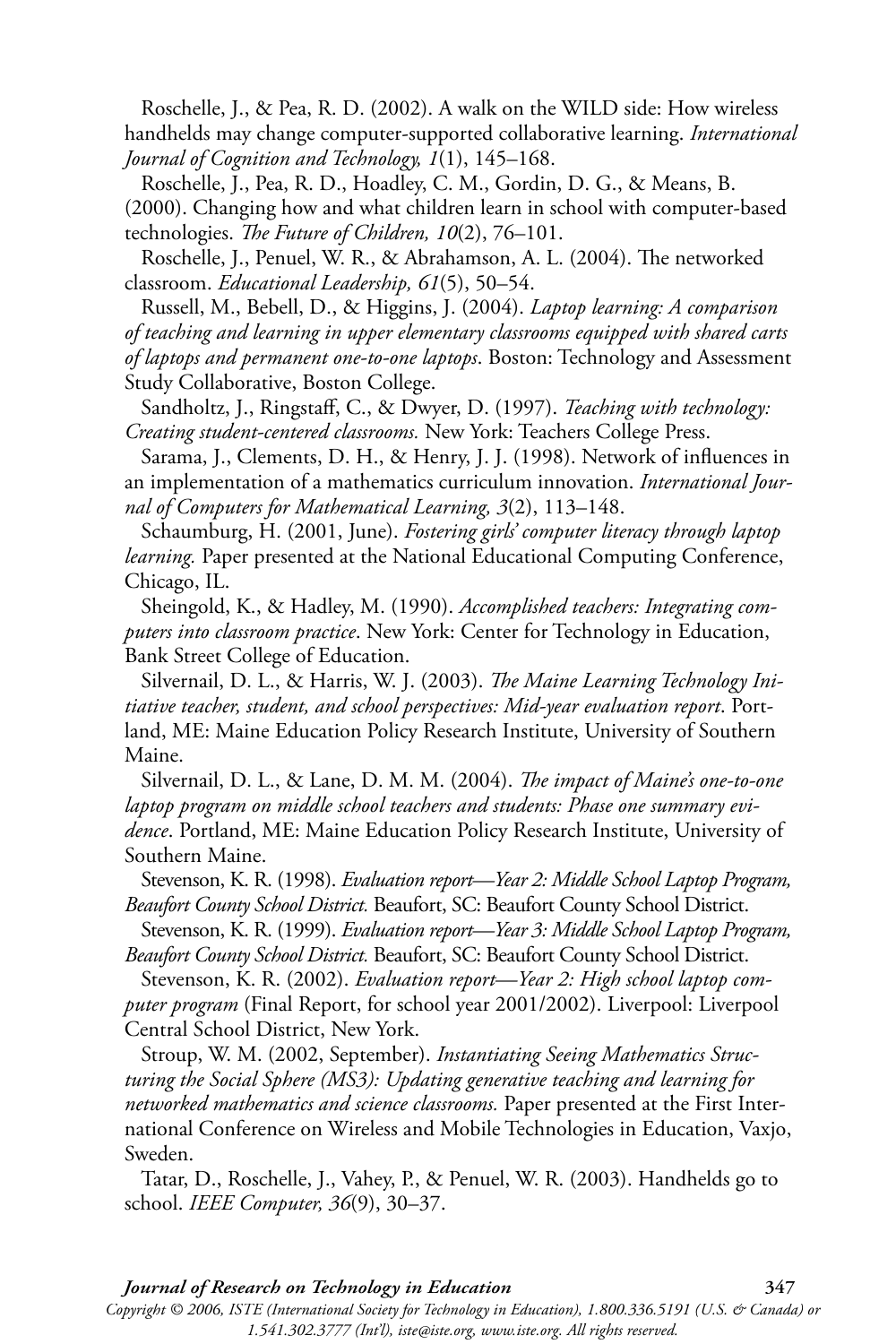Roschelle, J., & Pea, R. D. (2002). A walk on the WILD side: How wireless handhelds may change computer-supported collaborative learning. *International Journal of Cognition and Technology, 1*(1), 145–168.

Roschelle, J., Pea, R. D., Hoadley, C. M., Gordin, D. G., & Means, B. (2000). Changing how and what children learn in school with computer-based technologies. *The Future of Children, 10*(2), 76–101.

Roschelle, J., Penuel, W. R., & Abrahamson, A. L. (2004). The networked classroom. *Educational Leadership, 61*(5), 50–54.

Russell, M., Bebell, D., & Higgins, J. (2004). *Laptop learning: A comparison of teaching and learning in upper elementary classrooms equipped with shared carts of laptops and permanent one-to-one laptops*. Boston: Technology and Assessment Study Collaborative, Boston College.

Sandholtz, J., Ringstaff, C., & Dwyer, D. (1997). *Teaching with technology: Creating student-centered classrooms.* New York: Teachers College Press.

Sarama, J., Clements, D. H., & Henry, J. J. (1998). Network of influences in an implementation of a mathematics curriculum innovation. *International Journal of Computers for Mathematical Learning, 3*(2), 113–148.

Schaumburg, H. (2001, June). *Fostering girls' computer literacy through laptop learning.* Paper presented at the National Educational Computing Conference, Chicago, IL.

Sheingold, K., & Hadley, M. (1990). *Accomplished teachers: Integrating computers into classroom practice*. New York: Center for Technology in Education, Bank Street College of Education.

Silvernail, D. L., & Harris, W. J. (2003). *The Maine Learning Technology Initiative teacher, student, and school perspectives: Mid-year evaluation report*. Portland, ME: Maine Education Policy Research Institute, University of Southern Maine.

Silvernail, D. L., & Lane, D. M. M. (2004). *The impact of Maine's one-to-one laptop program on middle school teachers and students: Phase one summary evidence*. Portland, ME: Maine Education Policy Research Institute, University of Southern Maine.

Stevenson, K. R. (1998). *Evaluation report—Year 2: Middle School Laptop Program, Beaufort County School District.* Beaufort, SC: Beaufort County School District.

Stevenson, K. R. (1999). *Evaluation report—Year 3: Middle School Laptop Program, Beaufort County School District.* Beaufort, SC: Beaufort County School District.

Stevenson, K. R. (2002). *Evaluation report—Year 2: High school laptop computer program* (Final Report, for school year 2001/2002). Liverpool: Liverpool Central School District, New York.

Stroup, W. M. (2002, September). *Instantiating Seeing Mathematics Structuring the Social Sphere (MS3): Updating generative teaching and learning for networked mathematics and science classrooms.* Paper presented at the First International Conference on Wireless and Mobile Technologies in Education, Vaxjo, Sweden.

Tatar, D., Roschelle, J., Vahey, P., & Penuel, W. R. (2003). Handhelds go to school. *IEEE Computer, 36*(9), 30–37.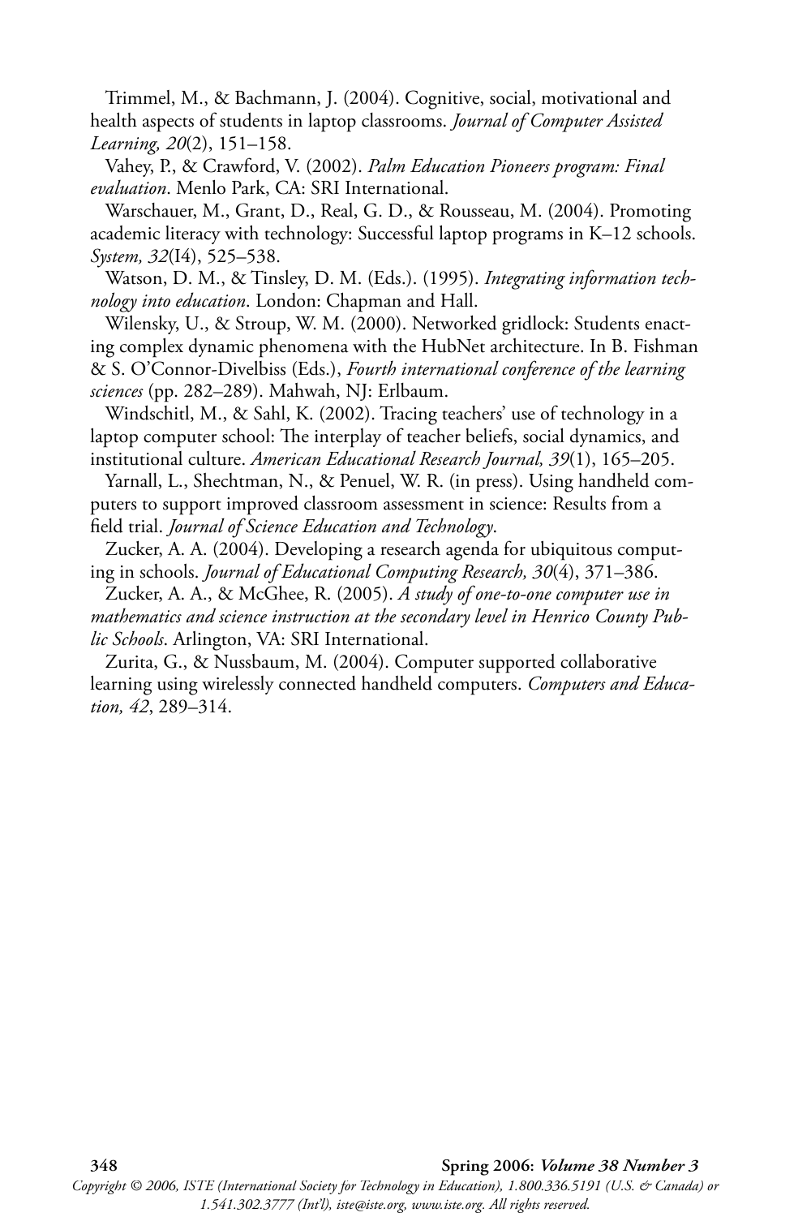Trimmel, M., & Bachmann, J. (2004). Cognitive, social, motivational and health aspects of students in laptop classrooms. *Journal of Computer Assisted Learning, 20*(2), 151–158.

Vahey, P., & Crawford, V. (2002). *Palm Education Pioneers program: Final evaluation*. Menlo Park, CA: SRI International.

Warschauer, M., Grant, D., Real, G. D., & Rousseau, M. (2004). Promoting academic literacy with technology: Successful laptop programs in K–12 schools. *System, 32*(I4), 525–538.

Watson, D. M., & Tinsley, D. M. (Eds.). (1995). *Integrating information technology into education*. London: Chapman and Hall.

Wilensky, U., & Stroup, W. M. (2000). Networked gridlock: Students enacting complex dynamic phenomena with the HubNet architecture. In B. Fishman & S. O'Connor-Divelbiss (Eds.), *Fourth international conference of the learning sciences* (pp. 282–289). Mahwah, NJ: Erlbaum.

Windschitl, M., & Sahl, K. (2002). Tracing teachers' use of technology in a laptop computer school: The interplay of teacher beliefs, social dynamics, and institutional culture. *American Educational Research Journal, 39*(1), 165–205.

Yarnall, L., Shechtman, N., & Penuel, W. R. (in press). Using handheld computers to support improved classroom assessment in science: Results from a field trial. *Journal of Science Education and Technology*.

Zucker, A. A. (2004). Developing a research agenda for ubiquitous computing in schools. *Journal of Educational Computing Research, 30*(4), 371–386.

Zucker, A. A., & McGhee, R. (2005). *A study of one-to-one computer use in mathematics and science instruction at the secondary level in Henrico County Public Schools*. Arlington, VA: SRI International.

Zurita, G., & Nussbaum, M. (2004). Computer supported collaborative learning using wirelessly connected handheld computers. *Computers and Education, 42*, 289–314.